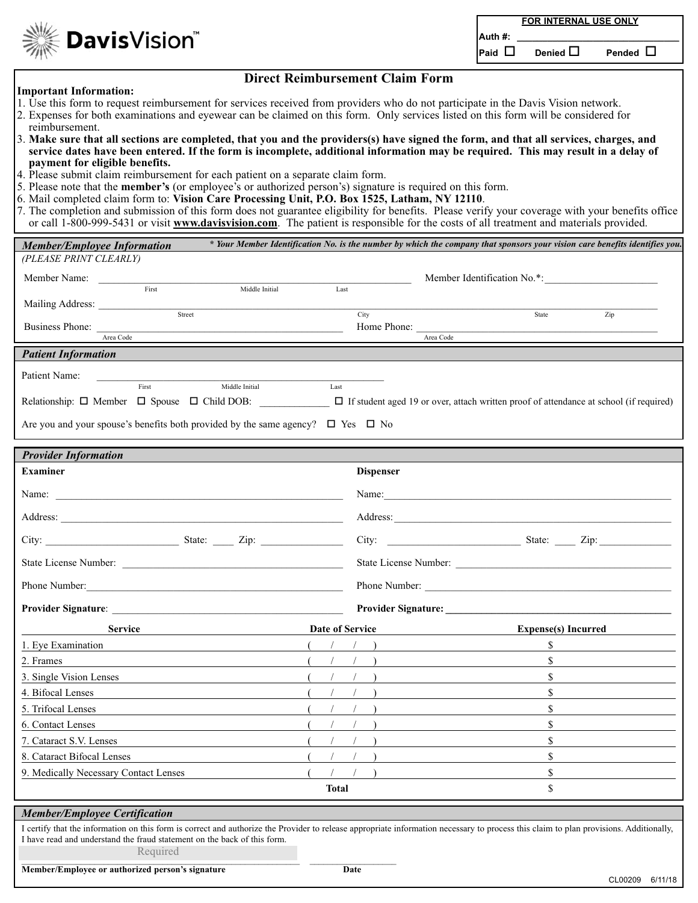DavisVision™

**FOR INTERNAL USE ONLY**

Auth #: ____________________________

Paid ☐ Denied ☐ Pended ☐

# Direct Reimbursement Claim Form

**Important Information:**

1. Use this form to request reimbursement for services received from providers who do not participate in the Davis Vision network.
2. Expenses for both examinations and eyewear can be claimed on this form. Only services listed on this form will be considered for reimbursement.
3. **Make sure that all sections are completed, that you and the providers(s) have signed the form, and that all services, charges, and service dates have been entered. If the form is incomplete, additional information may be required. This may result in a delay of payment for eligible benefits.**
4. Please submit claim reimbursement for each patient on a separate claim form.
5. Please note that the **member's** (or employee's or authorized person's) signature is required on this form.
6. Mail completed claim form to: **Vision Care Processing Unit, P.O. Box 1525, Latham, NY 12110**.
7. The completion and submission of this form does not guarantee eligibility for benefits. Please verify your coverage with your benefits office or call 1-800-999-5431 or visit **www.davisvision.com**. The patient is responsible for the costs of all treatment and materials provided.

## *Member/Employee Information*

*\* Your Member Identification No. is the number by which the company that sponsors your vision care benefits identifies you.*

*(PLEASE PRINT CLEARLY)*

Member Name: ____________________________ (First, Middle Initial, Last) Member Identification No.*: ____________________

Mailing Address: ____________________________ (Street, City, State, Zip)

Business Phone: ____________________ (Area Code) Home Phone: ____________________ (Area Code)

## *Patient Information*

Patient Name: ____________________________ (First, Middle Initial, Last)

Relationship: ☐ Member ☐ Spouse ☐ Child DOB: ____________ ☐ If student aged 19 or over, attach written proof of attendance at school (if required)

Are you and your spouse's benefits both provided by the same agency? ☐ Yes ☐ No

## *Provider Information*

**Examiner**

Name: ____________________________

Address: ____________________________

City: ______________ State: ____ Zip: ____________

State License Number: ____________________________

Phone Number: ____________________________

**Provider Signature**: ____________________________

**Dispenser**

Name: ____________________________

Address: ____________________________

City: ______________ State: ____ Zip: ____________

State License Number: ____________________________

Phone Number: ____________________________

**Provider Signature:** ____________________________

| Service | Date of Service | Expense(s) Incurred |
|---|---|---|
| 1. Eye Examination | ( / / ) | $ |
| 2. Frames | ( / / ) | $ |
| 3. Single Vision Lenses | ( / / ) | $ |
| 4. Bifocal Lenses | ( / / ) | $ |
| 5. Trifocal Lenses | ( / / ) | $ |
| 6. Contact Lenses | ( / / ) | $ |
| 7. Cataract S.V. Lenses | ( / / ) | $ |
| 8. Cataract Bifocal Lenses | ( / / ) | $ |
| 9. Medically Necessary Contact Lenses | ( / / ) | $ |
| | **Total** | $ |

## *Member/Employee Certification*

I certify that the information on this form is correct and authorize the Provider to release appropriate information necessary to process this claim to plan provisions. Additionally, I have read and understand the fraud statement on the back of this form.

Required

____________________________ ______________

**Member/Employee or authorized person's signature** **Date**

CL00209 6/11/18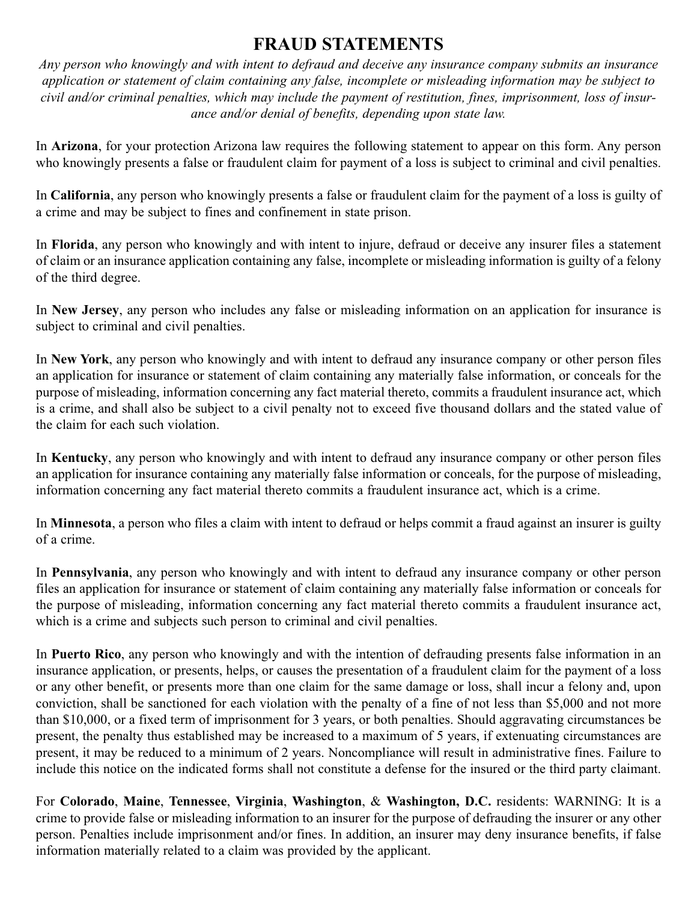# FRAUD STATEMENTS

*Any person who knowingly and with intent to defraud and deceive any insurance company submits an insurance application or statement of claim containing any false, incomplete or misleading information may be subject to civil and/or criminal penalties, which may include the payment of restitution, fines, imprisonment, loss of insurance and/or denial of benefits, depending upon state law.*

In **Arizona**, for your protection Arizona law requires the following statement to appear on this form. Any person who knowingly presents a false or fraudulent claim for payment of a loss is subject to criminal and civil penalties.

In **California**, any person who knowingly presents a false or fraudulent claim for the payment of a loss is guilty of a crime and may be subject to fines and confinement in state prison.

In **Florida**, any person who knowingly and with intent to injure, defraud or deceive any insurer files a statement of claim or an insurance application containing any false, incomplete or misleading information is guilty of a felony of the third degree.

In **New Jersey**, any person who includes any false or misleading information on an application for insurance is subject to criminal and civil penalties.

In **New York**, any person who knowingly and with intent to defraud any insurance company or other person files an application for insurance or statement of claim containing any materially false information, or conceals for the purpose of misleading, information concerning any fact material thereto, commits a fraudulent insurance act, which is a crime, and shall also be subject to a civil penalty not to exceed five thousand dollars and the stated value of the claim for each such violation.

In **Kentucky**, any person who knowingly and with intent to defraud any insurance company or other person files an application for insurance containing any materially false information or conceals, for the purpose of misleading, information concerning any fact material thereto commits a fraudulent insurance act, which is a crime.

In **Minnesota**, a person who files a claim with intent to defraud or helps commit a fraud against an insurer is guilty of a crime.

In **Pennsylvania**, any person who knowingly and with intent to defraud any insurance company or other person files an application for insurance or statement of claim containing any materially false information or conceals for the purpose of misleading, information concerning any fact material thereto commits a fraudulent insurance act, which is a crime and subjects such person to criminal and civil penalties.

In **Puerto Rico**, any person who knowingly and with the intention of defrauding presents false information in an insurance application, or presents, helps, or causes the presentation of a fraudulent claim for the payment of a loss or any other benefit, or presents more than one claim for the same damage or loss, shall incur a felony and, upon conviction, shall be sanctioned for each violation with the penalty of a fine of not less than $5,000 and not more than $10,000, or a fixed term of imprisonment for 3 years, or both penalties. Should aggravating circumstances be present, the penalty thus established may be increased to a maximum of 5 years, if extenuating circumstances are present, it may be reduced to a minimum of 2 years. Noncompliance will result in administrative fines. Failure to include this notice on the indicated forms shall not constitute a defense for the insured or the third party claimant.

For **Colorado**, **Maine**, **Tennessee**, **Virginia**, **Washington**, & **Washington, D.C.** residents: WARNING: It is a crime to provide false or misleading information to an insurer for the purpose of defrauding the insurer or any other person. Penalties include imprisonment and/or fines. In addition, an insurer may deny insurance benefits, if false information materially related to a claim was provided by the applicant.